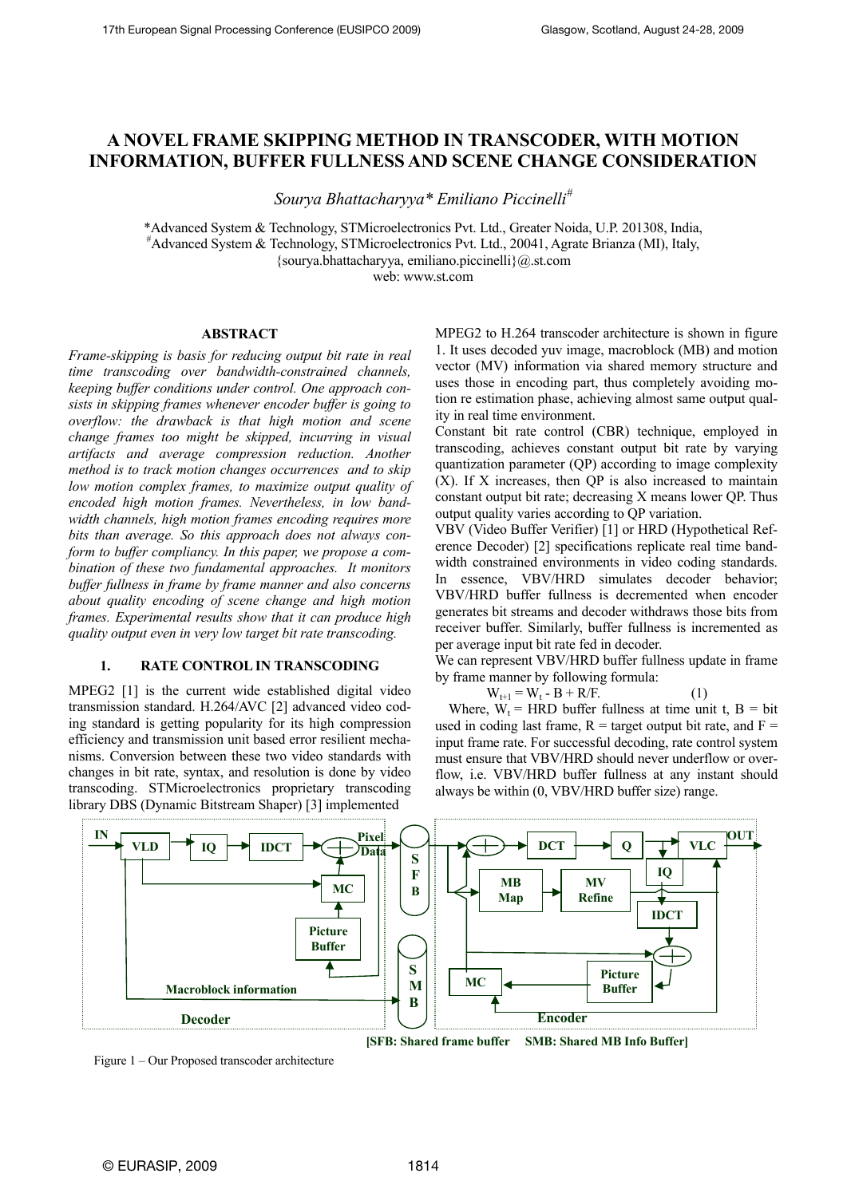# A NOVEL FRAME SKIPPING METHOD IN TRANSCODER, WITH MOTION INFORMATION, BUFFER FULLNESS AND SCENE CHANGE CONSIDERATION

*Sourya Bhattacharyya\* Emiliano Piccinelli[#]*

\*Advanced System & Technology, STMicroelectronics Pvt. Ltd., Greater Noida, U.P. 201308, India,
[#]Advanced System & Technology, STMicroelectronics Pvt. Ltd., 20041, Agrate Brianza (MI), Italy,
{sourya.bhattacharyya, emiliano.piccinelli}@.st.com
web: www.st.com

## ABSTRACT

*Frame-skipping is basis for reducing output bit rate in real time transcoding over bandwidth-constrained channels, keeping buffer conditions under control. One approach consists in skipping frames whenever encoder buffer is going to overflow: the drawback is that high motion and scene change frames too might be skipped, incurring in visual artifacts and average compression reduction. Another method is to track motion changes occurrences and to skip low motion complex frames, to maximize output quality of encoded high motion frames. Nevertheless, in low bandwidth channels, high motion frames encoding requires more bits than average. So this approach does not always conform to buffer compliancy. In this paper, we propose a combination of these two fundamental approaches. It monitors buffer fullness in frame by frame manner and also concerns about quality encoding of scene change and high motion frames. Experimental results show that it can produce high quality output even in very low target bit rate transcoding.*

## 1. RATE CONTROL IN TRANSCODING

MPEG2 [1] is the current wide established digital video transmission standard. H.264/AVC [2] advanced video coding standard is getting popularity for its high compression efficiency and transmission unit based error resilient mechanisms. Conversion between these two video standards with changes in bit rate, syntax, and resolution is done by video transcoding. STMicroelectronics proprietary transcoding library DBS (Dynamic Bitstream Shaper) [3] implemented MPEG2 to H.264 transcoder architecture is shown in figure 1. It uses decoded yuv image, macroblock (MB) and motion vector (MV) information via shared memory structure and uses those in encoding part, thus completely avoiding motion re estimation phase, achieving almost same output quality in real time environment.

Constant bit rate control (CBR) technique, employed in transcoding, achieves constant output bit rate by varying quantization parameter (QP) according to image complexity (X). If X increases, then QP is also increased to maintain constant output bit rate; decreasing X means lower QP. Thus output quality varies according to QP variation.

VBV (Video Buffer Verifier) [1] or HRD (Hypothetical Reference Decoder) [2] specifications replicate real time bandwidth constrained environments in video coding standards. In essence, VBV/HRD simulates decoder behavior; VBV/HRD buffer fullness is decremented when encoder generates bit streams and decoder withdraws those bits from receiver buffer. Similarly, buffer fullness is incremented as per average input bit rate fed in decoder.

We can represent VBV/HRD buffer fullness update in frame by frame manner by following formula:

$$W_{t+1} = W_t - B + R/F. \quad (1)$$

Where, $W_t$ = HRD buffer fullness at time unit t, B = bit used in coding last frame, R = target output bit rate, and F = input frame rate. For successful decoding, rate control system must ensure that VBV/HRD should never underflow or overflow, i.e. VBV/HRD buffer fullness at any instant should always be within (0, VBV/HRD buffer size) range.

[SFB: Shared frame buffer SMB: Shared MB Info Buffer]

Figure 1 – Our Proposed transcoder architecture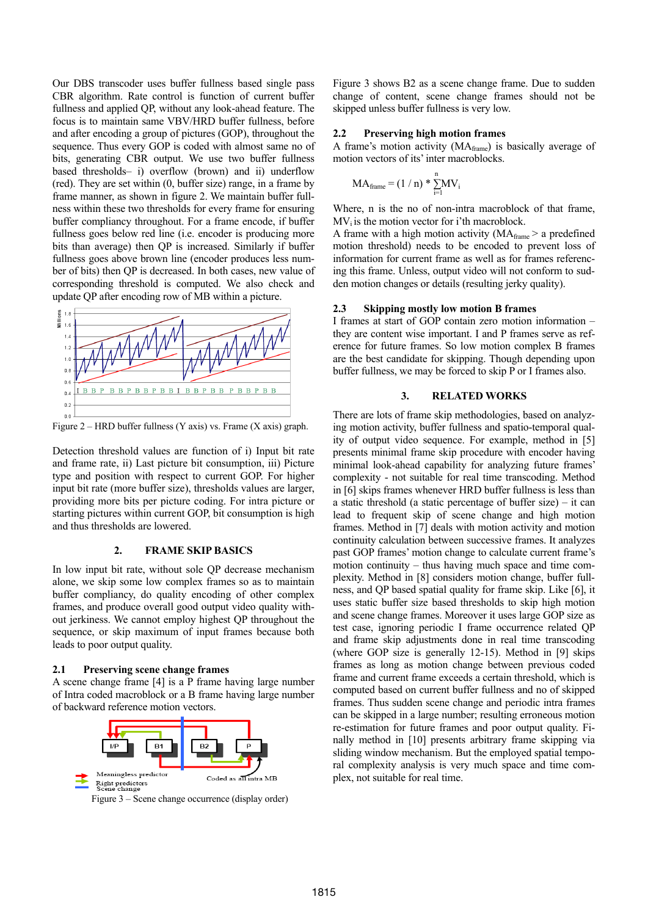Our DBS transcoder uses buffer fullness based single pass CBR algorithm. Rate control is function of current buffer fullness and applied QP, without any look-ahead feature. The focus is to maintain same VBV/HRD buffer fullness, before and after encoding a group of pictures (GOP), throughout the sequence. Thus every GOP is coded with almost same no of bits, generating CBR output. We use two buffer fullness based thresholds– i) overflow (brown) and ii) underflow (red). They are set within (0, buffer size) range, in a frame by frame manner, as shown in figure 2. We maintain buffer fullness within these two thresholds for every frame for ensuring buffer compliancy throughout. For a frame encode, if buffer fullness goes below red line (i.e. encoder is producing more bits than average) then QP is increased. Similarly if buffer fullness goes above brown line (encoder produces less number of bits) then QP is decreased. In both cases, new value of corresponding threshold is computed. We also check and update QP after encoding row of MB within a picture.

Figure 2 – HRD buffer fullness (Y axis) vs. Frame (X axis) graph.

Detection threshold values are function of i) Input bit rate and frame rate, ii) Last picture bit consumption, iii) Picture type and position with respect to current GOP. For higher input bit rate (more buffer size), thresholds values are larger, providing more bits per picture coding. For intra picture or starting pictures within current GOP, bit consumption is high and thus thresholds are lowered.

## 2. FRAME SKIP BASICS

In low input bit rate, without sole QP decrease mechanism alone, we skip some low complex frames so as to maintain buffer compliancy, do quality encoding of other complex frames, and produce overall good output video quality without jerkiness. We cannot employ highest QP throughout the sequence, or skip maximum of input frames because both leads to poor output quality.

### 2.1 Preserving scene change frames

A scene change frame [4] is a P frame having large number of Intra coded macroblocks or a B frame having large number of backward reference motion vectors.

Figure 3 – Scene change occurrence (display order)

Figure 3 shows B2 as a scene change frame. Due to sudden change of content, scene change frames should not be skipped unless buffer fullness is very low.

### 2.2 Preserving high motion frames

A frame's motion activity ($MA_{frame}$) is basically average of motion vectors of its' inter macroblocks.

$$MA_{frame} = (1 / n) * \sum_{i=1}^{n} MV_i$$

Where, n is the no of non-intra macroblock of that frame, $MV_i$ is the motion vector for i'th macroblock.

A frame with a high motion activity ($MA_{frame}$ > a predefined motion threshold) needs to be encoded to prevent loss of information for current frame as well as for frames referencing this frame. Unless, output video will not conform to sudden motion changes or details (resulting jerky quality).

### 2.3 Skipping mostly low motion B frames

I frames at start of GOP contain zero motion information – they are content wise important. I and P frames serve as reference for future frames. So low motion complex B frames are the best candidate for skipping. Though depending upon buffer fullness, we may be forced to skip P or I frames also.

## 3. RELATED WORKS

There are lots of frame skip methodologies, based on analyzing motion activity, buffer fullness and spatio-temporal quality of output video sequence. For example, method in [5] presents minimal frame skip procedure with encoder having minimal look-ahead capability for analyzing future frames' complexity - not suitable for real time transcoding. Method in [6] skips frames whenever HRD buffer fullness is less than a static threshold (a static percentage of buffer size) – it can lead to frequent skip of scene change and high motion frames. Method in [7] deals with motion activity and motion continuity calculation between successive frames. It analyzes past GOP frames' motion change to calculate current frame's motion continuity – thus having much space and time complexity. Method in [8] considers motion change, buffer fullness, and QP based spatial quality for frame skip. Like [6], it uses static buffer size based thresholds to skip high motion and scene change frames. Moreover it uses large GOP size as test case, ignoring periodic I frame occurrence related QP and frame skip adjustments done in real time transcoding (where GOP size is generally 12-15). Method in [9] skips frames as long as motion change between previous coded frame and current frame exceeds a certain threshold, which is computed based on current buffer fullness and no of skipped frames. Thus sudden scene change and periodic intra frames can be skipped in a large number; resulting erroneous motion re-estimation for future frames and poor output quality. Finally method in [10] presents arbitrary frame skipping via sliding window mechanism. But the employed spatial temporal complexity analysis is very much space and time complex, not suitable for real time.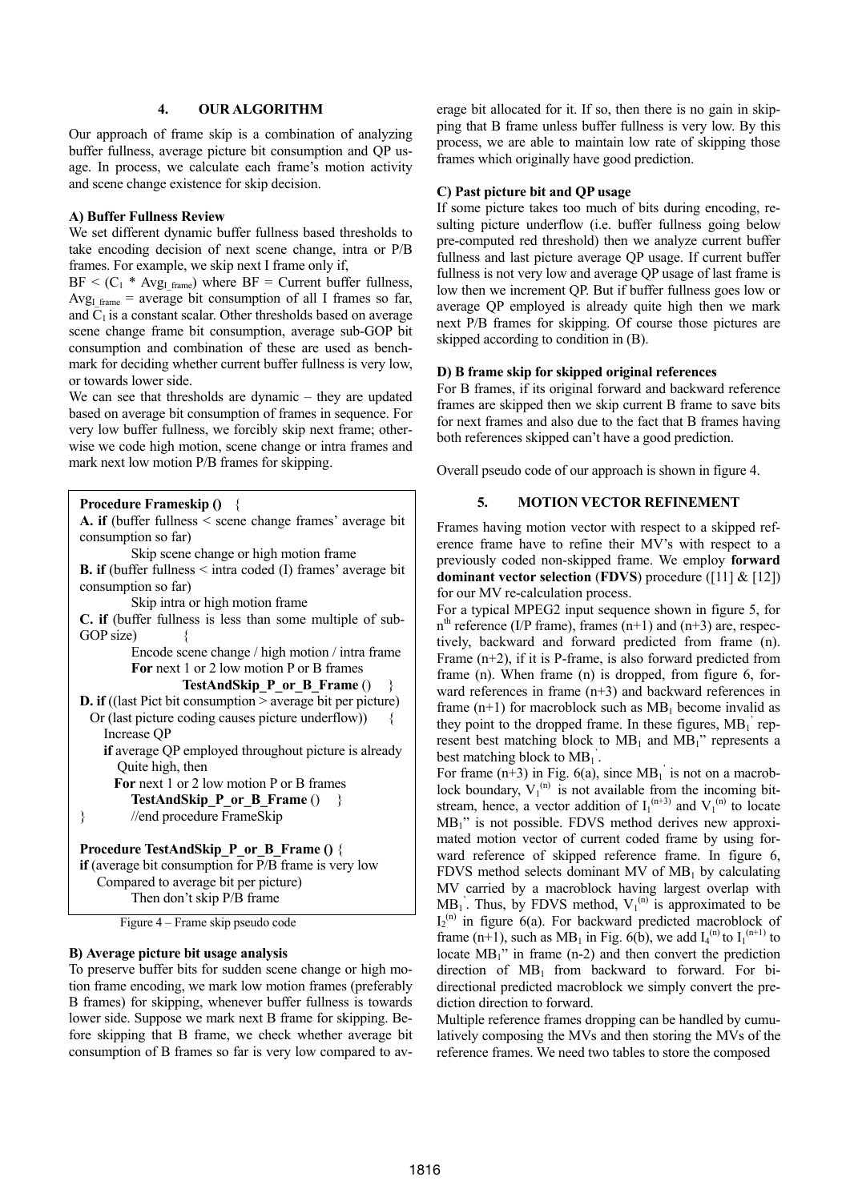## 4. OUR ALGORITHM

Our approach of frame skip is a combination of analyzing buffer fullness, average picture bit consumption and QP usage. In process, we calculate each frame's motion activity and scene change existence for skip decision.

### A) Buffer Fullness Review

We set different dynamic buffer fullness based thresholds to take encoding decision of next scene change, intra or P/B frames. For example, we skip next I frame only if,

$BF < (C_1 * Avg_{I\_frame})$ where BF = Current buffer fullness, $Avg_{I\_frame}$ = average bit consumption of all I frames so far, and $C_1$ is a constant scalar. Other thresholds based on average scene change frame bit consumption, average sub-GOP bit consumption and combination of these are used as benchmark for deciding whether current buffer fullness is very low, or towards lower side.

We can see that thresholds are dynamic – they are updated based on average bit consumption of frames in sequence. For very low buffer fullness, we forcibly skip next frame; otherwise we code high motion, scene change or intra frames and mark next low motion P/B frames for skipping.

```
Procedure Frameskip () {
A. if (buffer fullness < scene change frames' average bit consumption so far)
        Skip scene change or high motion frame
B. if (buffer fullness < intra coded (I) frames' average bit consumption so far)
        Skip intra or high motion frame
C. if (buffer fullness is less than some multiple of sub-GOP size)    {
        Encode scene change / high motion / intra frame
        For next 1 or 2 low motion P or B frames
                TestAndSkip_P_or_B_Frame ()    }
D. if ((last Pict bit consumption > average bit per picture)
   Or (last picture coding causes picture underflow))    {
     Increase QP
     if average QP employed throughout picture is already
        Quite high, then
       For next 1 or 2 low motion P or B frames
          TestAndSkip_P_or_B_Frame ()    }
}       //end procedure FrameSkip

Procedure TestAndSkip_P_or_B_Frame () {
if (average bit consumption for P/B frame is very low
   Compared to average bit per picture)
        Then don't skip P/B frame
```

Figure 4 – Frame skip pseudo code

### B) Average picture bit usage analysis

To preserve buffer bits for sudden scene change or high motion frame encoding, we mark low motion frames (preferably B frames) for skipping, whenever buffer fullness is towards lower side. Suppose we mark next B frame for skipping. Before skipping that B frame, we check whether average bit consumption of B frames so far is very low compared to average bit allocated for it. If so, then there is no gain in skipping that B frame unless buffer fullness is very low. By this process, we are able too maintain low rate of skipping those frames which originally have good prediction.

### C) Past picture bit and QP usage

If some picture takes too much of bits during encoding, resulting picture underflow (i.e. buffer fullness going below pre-computed red threshold) then we analyze current buffer fullness and last picture average QP usage. If current buffer fullness is not very low and average QP usage of last frame is low then we increment QP. But if buffer fullness goes low or average QP employed is already quite high then we mark next P/B frames for skipping. Of course those pictures are skipped according to condition in (B).

### D) B frame skip for skipped original references

For B frames, if its original forward and backward reference frames are skipped then we skip current B frame to save bits for next frames and also due to the fact that B frames having both references skipped can't have a good prediction.

Overall pseudo code of our approach is shown in figure 4.

## 5. MOTION VECTOR REFINEMENT

Frames having motion vector with respect to a skipped reference frame have to refine their MV's with respect to a previously coded non-skipped frame. We employ **forward dominant vector selection** (**FDVS**) procedure ([11] & [12]) for our MV re-calculation process.

For a typical MPEG2 input sequence shown in figure 5, for $n^{th}$ reference (I/P frame), frames (n+1) and (n+3) are, respectively, backward and forward predicted from frame (n). Frame (n+2), if it is P-frame, is also forward predicted from frame (n). When frame (n) is dropped, from figure 6, forward references in frame (n+3) and backward references in frame (n+1) for macroblock such as $MB_1$ become invalid as they point to the dropped frame. In these figures, $MB_1'$ represent best matching block to $MB_1$ and $MB_1''$ represents a best matching block to $MB_1'$.

For frame (n+3) in Fig. 6(a), since $MB_1'$ is not on a macroblock boundary, $V_1^{(n)}$ is not available from the incoming bitstream, hence, a vector addition of $I_1^{(n+3)}$ and $V_1^{(n)}$ to locate $MB_1''$ is not possible. FDVS method derives new approximated motion vector of current coded frame by using forward reference of skipped reference frame. In figure 6, FDVS method selects dominant MV of $MB_1$ by calculating MV carried by a macroblock having largest overlap with $MB_1'$. Thus, by FDVS method, $V_1^{(n)}$ is approximated to be $I_2^{(n)}$ in figure 6(a). For backward predicted macroblock of frame (n+1), such as $MB_1$ in Fig. 6(b), we add $I_4^{(n)}$ to $I_1^{(n+1)}$ to locate $MB_1''$ in frame (n-2) and then convert the prediction direction of $MB_1$ from backward to forward. For bi-directional predicted macroblock we simply convert the prediction direction to forward.

Multiple reference frames dropping can be handled by cumulatively composing the MVs and then storing the MVs of the reference frames. We need two tables to store the composed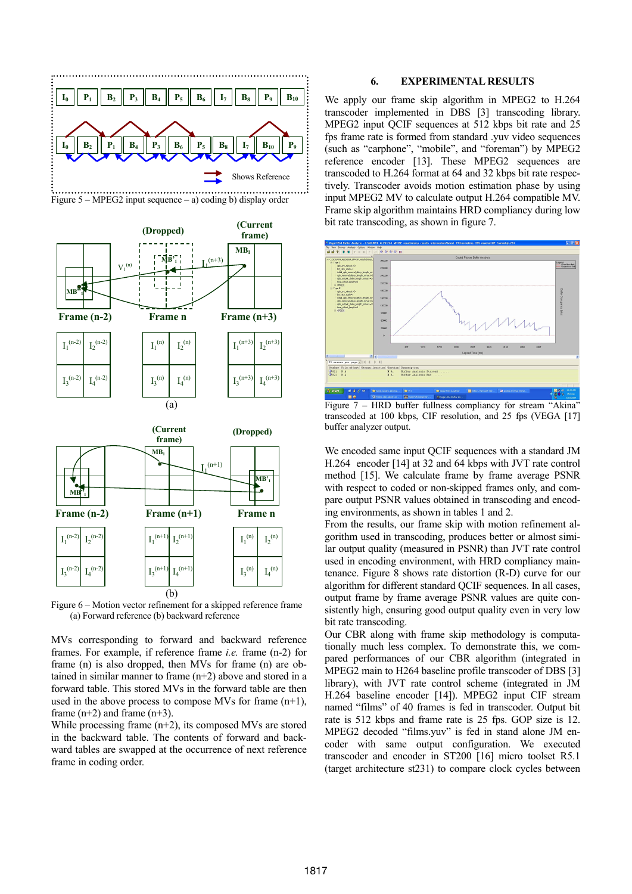Figure 5 – MPEG2 input sequence – a) coding b) display order

Figure 6 – Motion vector refinement for a skipped reference frame (a) Forward reference (b) backward reference

MVs corresponding to forward and backward reference frames. For example, if reference frame *i.e.* frame (n-2) for frame (n) is also dropped, then MVs for frame (n) are obtained in similar manner to frame (n+2) above and stored in a forward table. This stored MVs in the forward table are then used in the above process to compose MVs for frame (n+1), frame (n+2) and frame (n+3).

While processing frame (n+2), its composed MVs are stored in the backward table. The contents of forward and backward tables are swapped at the occurrence of next reference frame in coding order.

## 6. EXPERIMENTAL RESULTS

We apply our frame skip algorithm in MPEG2 to H.264 transcoder implemented in DBS [3] transcoding library. MPEG2 input QCIF sequences at 512 kbps bit rate and 25 fps frame rate is formed from standard .yuv video sequences (such as "carphone", "mobile", and "foreman") by MPEG2 reference encoder [13]. These MPEG2 sequences are transcoded to H.264 format at 64 and 32 kbps bit rate respectively. Transcoder avoids motion estimation phase by using input MPEG2 MV to calculate output H.264 compatible MV. Frame skip algorithm maintains HRD compliancy during low bit rate transcoding, as shown in figure 7.

Figure 7 – HRD buffer fullness compliancy for stream "Akina" transcoded at 100 kbps, CIF resolution, and 25 fps (VEGA [17] buffer analyzer output.

We encoded same input QCIF sequences with a standard JM H.264 encoder [14] at 32 and 64 kbps with JVT rate control method [15]. We calculate frame by frame average PSNR with respect to coded or non-skipped frames only, and compare output PSNR values obtained in transcoding and encoding environments, as shown in tables 1 and 2.

From the results, our frame skip with motion refinement algorithm used in transcoding, produces better or almost similar output quality (measured in PSNR) than JVT rate control used in encoding environment, with HRD compliancy maintenance. Figure 8 shows rate distortion (R-D) curve for our algorithm for different standard QCIF sequences. In all cases, output frame by frame average PSNR values are quite consistently high, ensuring good output quality even in very low bit rate transcoding.

Our CBR along with frame skip methodology is computationally much less complex. To demonstrate this, we compared performances of our CBR algorithm (integrated in MPEG2 main to H264 baseline profile transcoder of DBS [3] library), with JVT rate control scheme (integrated in JM H.264 baseline encoder [14]). MPEG2 input CIF stream named "films" of 40 frames is fed in transcoder. Output bit rate is 512 kbps and frame rate is 25 fps. GOP size is 12. MPEG2 decoded "films.yuv" is fed in stand alone JM encoder with same output configuration. We executed transcoder and encoder in ST200 [16] micro toolset R5.1 (target architecture st231) to compare clock cycles between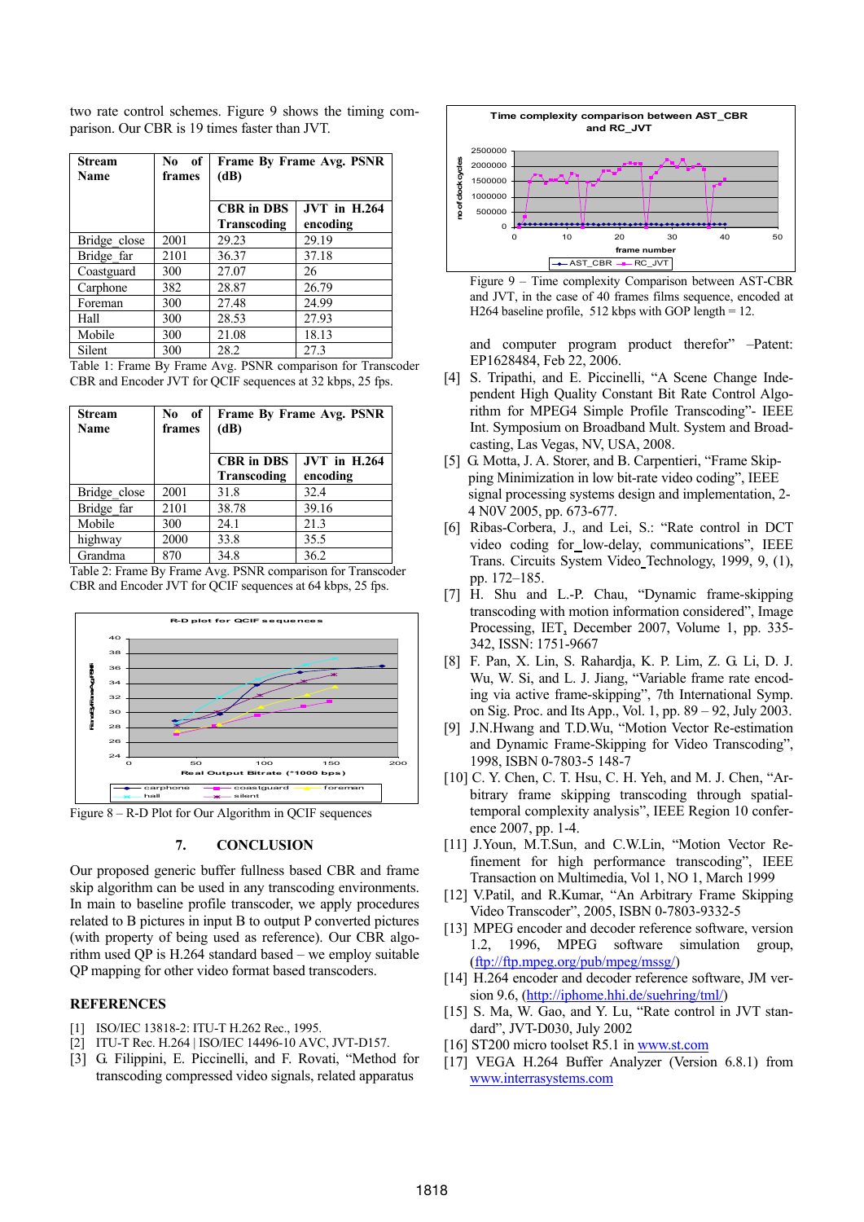two rate control schemes. Figure 9 shows the timing comparison. Our CBR is 19 times faster than JVT.

| Stream Name | No of frames | Frame By Frame Avg. PSNR (dB) | |
|---|---|---|---|
| | | CBR in DBS Transcoding | JVT in H.264 encoding |
| Bridge_close | 2001 | 29.23 | 29.19 |
| Bridge_far | 2101 | 36.37 | 37.18 |
| Coastguard | 300 | 27.07 | 26 |
| Carphone | 382 | 28.87 | 26.79 |
| Foreman | 300 | 27.48 | 24.99 |
| Hall | 300 | 28.53 | 27.93 |
| Mobile | 300 | 21.08 | 18.13 |
| Silent | 300 | 28.2 | 27.3 |

Table 1: Frame By Frame Avg. PSNR comparison for Transcoder CBR and Encoder JVT for QCIF sequences at 32 kbps, 25 fps.

| Stream Name | No of frames | Frame By Frame Avg. PSNR (dB) | |
|---|---|---|---|
| | | CBR in DBS Transcoding | JVT in H.264 encoding |
| Bridge_close | 2001 | 31.8 | 32.4 |
| Bridge_far | 2101 | 38.78 | 39.16 |
| Mobile | 300 | 24.1 | 21.3 |
| highway | 2000 | 33.8 | 35.5 |
| Grandma | 870 | 34.8 | 36.2 |

Table 2: Frame By Frame Avg. PSNR comparison for Transcoder CBR and Encoder JVT for QCIF sequences at 64 kbps, 25 fps.

R-D plot for QCIF sequences

40
38
36
34
32
30
28
26
24

FrameByFrameAvgPSNR

0
50
100
150
200

Real Output Bitrate (*1000 bps)

carphone, coastguard, foreman, hall, silent

Figure 8 – R-D Plot for Our Algorithm in QCIF sequences

## 7. CONCLUSION

Our proposed generic buffer fullness based CBR and frame skip algorithm can be used in any transcoding environments. In main to baseline profile transcoder, we apply procedures related to B pictures in input B to output P converted pictures (with property of being used as reference). Our CBR algorithm used QP is H.264 standard based – we employ suitable QP mapping for other video format based transcoders.

Time complexity comparison between AST_CBR and RC_JVT

2500000
2000000
1500000
1000000
500000
0

no of clock cycles

0
10
20
30
40
50

frame number

AST_CBR, RC_JVT

Figure 9 – Time complexity Comparison between AST-CBR and JVT, in the case of 40 frames films sequence, encoded at H264 baseline profile, 512 kbps with GOP length = 12.

## REFERENCES

[1] ISO/IEC 13818-2: ITU-T H.262 Rec., 1995.

[2] ITU-T Rec. H.264 | ISO/IEC 14496-10 AVC, JVT-D157.

[3] G. Filippini, E. Piccinelli, and F. Rovati, "Method for transcoding compressed video signals, related apparatus and computer program product therefor" –Patent: EP1628484, Feb 22, 2006.

[4] S. Tripathi, and E. Piccinelli, "A Scene Change Independent High Quality Constant Bit Rate Control Algorithm for MPEG4 Simple Profile Transcoding"- IEEE Int. Symposium on Broadband Mult. System and Broadcasting, Las Vegas, NV, USA, 2008.

[5] G. Motta, J. A. Storer, and B. Carpentieri, "Frame Skipping Minimization in low bit-rate video coding", IEEE signal processing systems design and implementation, 2-4 NOV 2005, pp. 673-677.

[6] Ribas-Corbera, J., and Lei, S.: "Rate control in DCT video coding for low-delay, communications", IEEE Trans. Circuits System Video Technology, 1999, 9, (1), pp. 172–185.

[7] H. Shu and L.-P. Chau, "Dynamic frame-skipping transcoding with motion information considered", Image Processing, IET, December 2007, Volume 1, pp. 335-342, ISSN: 1751-9667

[8] F. Pan, X. Lin, S. Rahardja, K. P. Lim, Z. G. Li, D. J. Wu, W. Si, and L. J. Jiang, "Variable frame rate encoding via active frame-skipping", 7th International Symp. on Sig. Proc. and Its App., Vol. 1, pp. 89 – 92, July 2003.

[9] J.N.Hwang and T.D.Wu, "Motion Vector Re-estimation and Dynamic Frame-Skipping for Video Transcoding", 1998, ISBN 0-7803-5 148-7

[10] C. Y. Chen, C. T. Hsu, C. H. Yeh, and M. J. Chen, "Arbitrary frame skipping transcoding through spatial-temporal complexity analysis", IEEE Region 10 conference 2007, pp. 1-4.

[11] J.Youn, M.T.Sun, and C.W.Lin, "Motion Vector Refinement for high performance transcoding", IEEE Transaction on Multimedia, Vol 1, NO 1, March 1999

[12] V.Patil, and R.Kumar, "An Arbitrary Frame Skipping Video Transcoder", 2005, ISBN 0-7803-9332-5

[13] MPEG encoder and decoder reference software, version 1.2, 1996, MPEG software simulation group, (ftp://ftp.mpeg.org/pub/mpeg/mssg/)

[14] H.264 encoder and decoder reference software, JM version 9.6, (http://iphome.hhi.de/suehring/tml/)

[15] S. Ma, W. Gao, and Y. Lu, "Rate control in JVT standard", JVT-D030, July 2002

[16] ST200 micro toolset R5.1 in www.st.com

[17] VEGA H.264 Buffer Analyzer (Version 6.8.1) from www.interrasystems.com